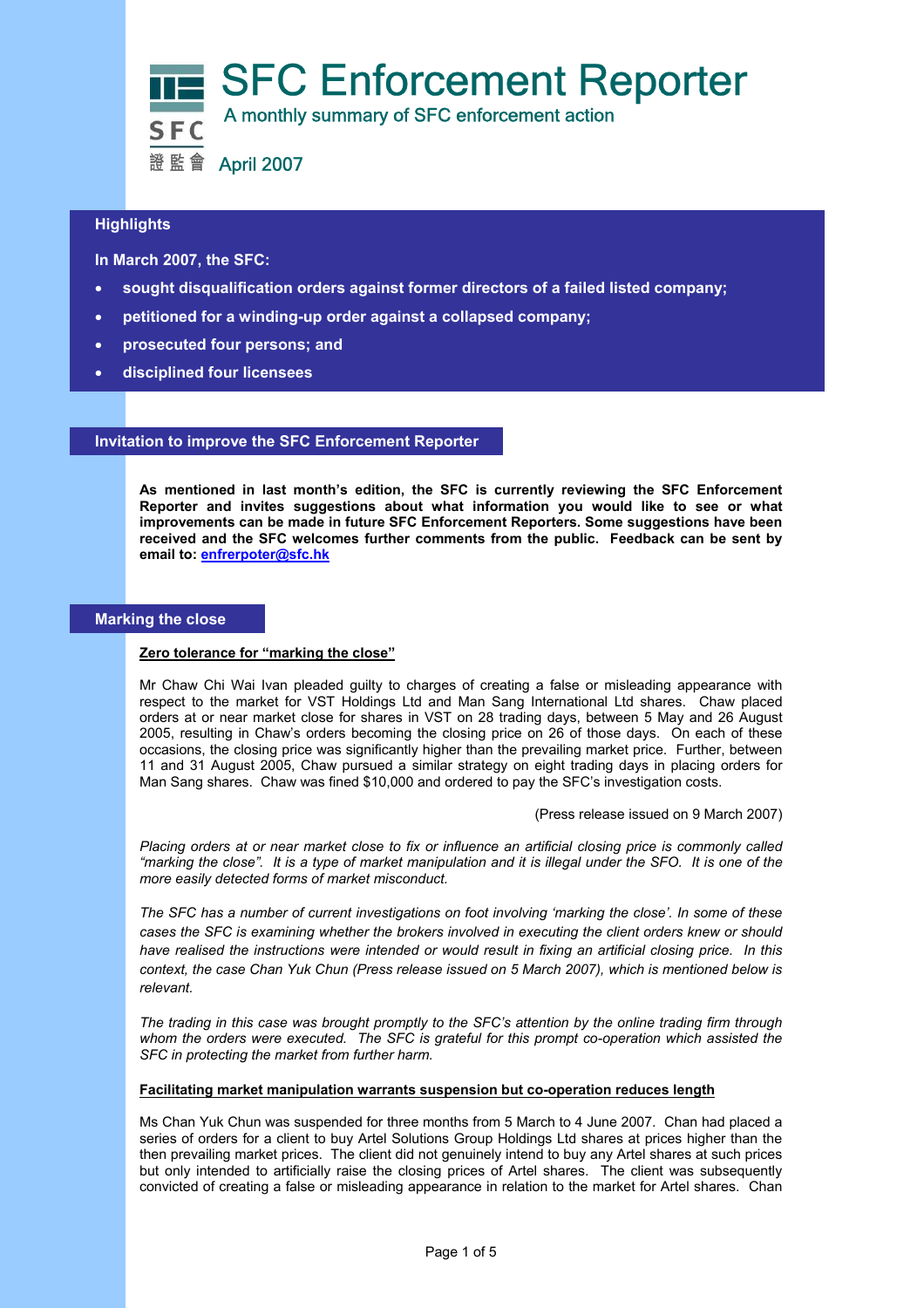# SFC Enforcement Reporter

A monthly summary of SFC enforcement action

April 2007

## Highlights

**In March 2007, the SFC:**

- **sought disqualification orders against former directors of a failed listed company;**
- **petitioned for a winding-up order against a collapsed company;**
- **prosecuted four persons; and**
- **disciplined four licensees**

## Invitation to improve the SFC Enforcement Reporter

**As mentioned in last month's edition, the SFC is currently reviewing the SFC Enforcement Reporter and invites suggestions about what information you would like to see or what improvements can be made in future SFC Enforcement Reporters. Some suggestions have been received and the SFC welcomes further comments from the public. Feedback can be sent by email to: enfrerpoter@sfc.hk**

## Marking the close

### Zero tolerance for "marking the close"

Mr Chaw Chi Wai Ivan pleaded guilty to charges of creating a false or misleading appearance with respect to the market for VST Holdings Ltd and Man Sang International Ltd shares. Chaw placed orders at or near market close for shares in VST on 28 trading days, between 5 May and 26 August 2005, resulting in Chaw's orders becoming the closing price on 26 of those days. On each of these occasions, the closing price was significantly higher than the prevailing market price. Further, between 11 and 31 August 2005, Chaw pursued a similar strategy on eight trading days in placing orders for Man Sang shares. Chaw was fined $10,000 and ordered to pay the SFC's investigation costs.

(Press release issued on 9 March 2007)

*Placing orders at or near market close to fix or influence an artificial closing price is commonly called "marking the close". It is a type of market manipulation and it is illegal under the SFO. It is one of the more easily detected forms of market misconduct.*

*The SFC has a number of current investigations on foot involving 'marking the close'. In some of these cases the SFC is examining whether the brokers involved in executing the client orders knew or should have realised the instructions were intended or would result in fixing an artificial closing price. In this context, the case Chan Yuk Chun (Press release issued on 5 March 2007), which is mentioned below is relevant.*

*The trading in this case was brought promptly to the SFC's attention by the online trading firm through whom the orders were executed. The SFC is grateful for this prompt co-operation which assisted the SFC in protecting the market from further harm.*

### Facilitating market manipulation warrants suspension but co-operation reduces length

Ms Chan Yuk Chun was suspended for three months from 5 March to 4 June 2007. Chan had placed a series of orders for a client to buy Artel Solutions Group Holdings Ltd shares at prices higher than the then prevailing market prices. The client did not genuinely intend to buy any Artel shares at such prices but only intended to artificially raise the closing prices of Artel shares. The client was subsequently convicted of creating a false or misleading appearance in relation to the market for Artel shares. Chan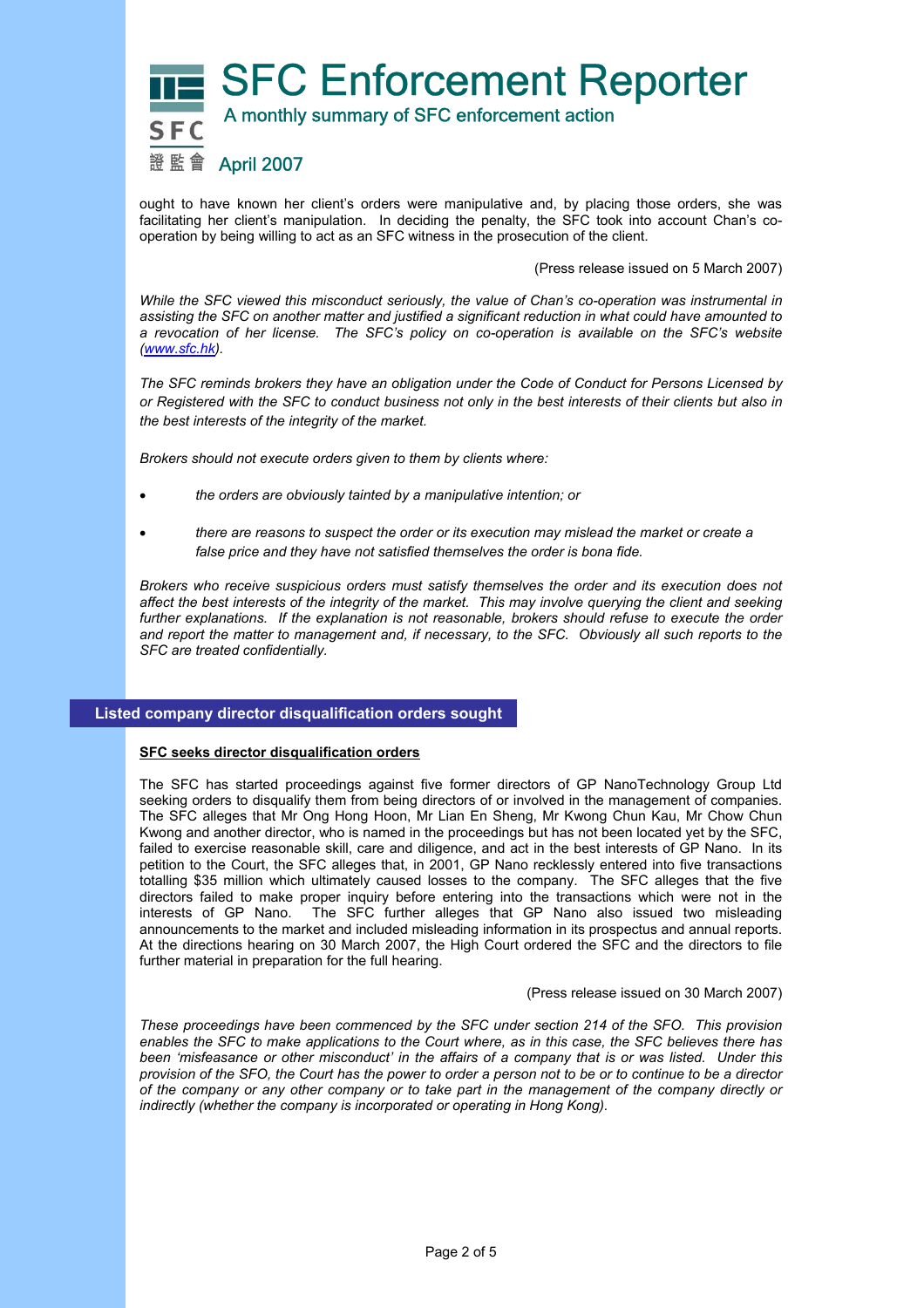ought to have known her client's orders were manipulative and, by placing those orders, she was facilitating her client's manipulation. In deciding the penalty, the SFC took into account Chan's co-operation by being willing to act as an SFC witness in the prosecution of the client.

(Press release issued on 5 March 2007)

*While the SFC viewed this misconduct seriously, the value of Chan's co-operation was instrumental in assisting the SFC on another matter and justified a significant reduction in what could have amounted to a revocation of her license. The SFC's policy on co-operation is available on the SFC's website (www.sfc.hk).*

*The SFC reminds brokers they have an obligation under the Code of Conduct for Persons Licensed by or Registered with the SFC to conduct business not only in the best interests of their clients but also in the best interests of the integrity of the market.*

*Brokers should not execute orders given to them by clients where:*

- *the orders are obviously tainted by a manipulative intention; or*
- *there are reasons to suspect the order or its execution may mislead the market or create a false price and they have not satisfied themselves the order is bona fide.*

*Brokers who receive suspicious orders must satisfy themselves the order and its execution does not affect the best interests of the integrity of the market. This may involve querying the client and seeking further explanations. If the explanation is not reasonable, brokers should refuse to execute the order and report the matter to management and, if necessary, to the SFC. Obviously all such reports to the SFC are treated confidentially.*

## Listed company director disqualification orders sought

### SFC seeks director disqualification orders

The SFC has started proceedings against five former directors of GP NanoTechnology Group Ltd seeking orders to disqualify them from being directors of or involved in the management of companies. The SFC alleges that Mr Ong Hong Hoon, Mr Lian En Sheng, Mr Kwong Chun Kau, Mr Chow Chun Kwong and another director, who is named in the proceedings but has not been located yet by the SFC, failed to exercise reasonable skill, care and diligence, and act in the best interests of GP Nano. In its petition to the Court, the SFC alleges that, in 2001, GP Nano recklessly entered into five transactions totalling $35 million which ultimately caused losses to the company. The SFC alleges that the five directors failed to make proper inquiry before entering into the transactions which were not in the interests of GP Nano. The SFC further alleges that GP Nano also issued two misleading announcements to the market and included misleading information in its prospectus and annual reports. At the directions hearing on 30 March 2007, the High Court ordered the SFC and the directors to file further material in preparation for the full hearing.

(Press release issued on 30 March 2007)

*These proceedings have been commenced by the SFC under section 214 of the SFO. This provision enables the SFC to make applications to the Court where, as in this case, the SFC believes there has been 'misfeasance or other misconduct' in the affairs of a company that is or was listed. Under this provision of the SFO, the Court has the power to order a person not to be or to continue to be a director of the company or any other company or to take part in the management of the company directly or indirectly (whether the company is incorporated or operating in Hong Kong).*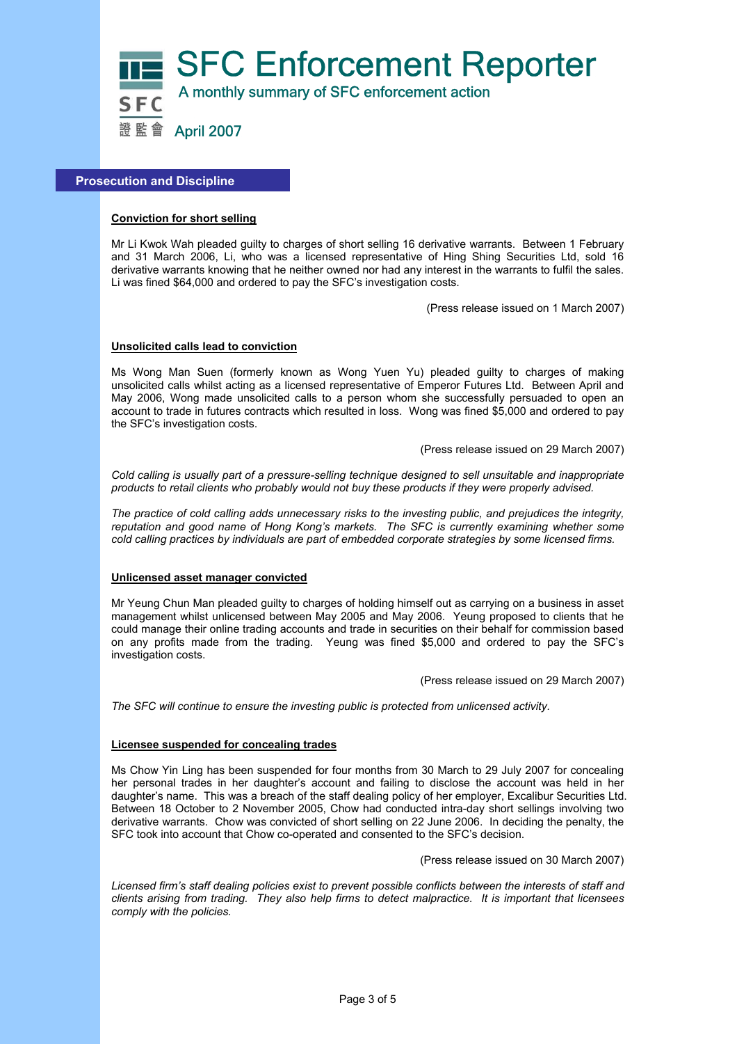# SFC Enforcement Reporter

A monthly summary of SFC enforcement action

April 2007

## Prosecution and Discipline

### Conviction for short selling

Mr Li Kwok Wah pleaded guilty to charges of short selling 16 derivative warrants. Between 1 February and 31 March 2006, Li, who was a licensed representative of Hing Shing Securities Ltd, sold 16 derivative warrants knowing that he neither owned nor had any interest in the warrants to fulfil the sales. Li was fined $64,000 and ordered to pay the SFC's investigation costs.

(Press release issued on 1 March 2007)

### Unsolicited calls lead to conviction

Ms Wong Man Suen (formerly known as Wong Yuen Yu) pleaded guilty to charges of making unsolicited calls whilst acting as a licensed representative of Emperor Futures Ltd. Between April and May 2006, Wong made unsolicited calls to a person whom she successfully persuaded to open an account to trade in futures contracts which resulted in loss. Wong was fined $5,000 and ordered to pay the SFC's investigation costs.

(Press release issued on 29 March 2007)

*Cold calling is usually part of a pressure-selling technique designed to sell unsuitable and inappropriate products to retail clients who probably would not buy these products if they were properly advised.*

*The practice of cold calling adds unnecessary risks to the investing public, and prejudices the integrity, reputation and good name of Hong Kong's markets. The SFC is currently examining whether some cold calling practices by individuals are part of embedded corporate strategies by some licensed firms.*

### Unlicensed asset manager convicted

Mr Yeung Chun Man pleaded guilty to charges of holding himself out as carrying on a business in asset management whilst unlicensed between May 2005 and May 2006. Yeung proposed to clients that he could manage their online trading accounts and trade in securities on their behalf for commission based on any profits made from the trading. Yeung was fined $5,000 and ordered to pay the SFC's investigation costs.

(Press release issued on 29 March 2007)

*The SFC will continue to ensure the investing public is protected from unlicensed activity.*

### Licensee suspended for concealing trades

Ms Chow Yin Ling has been suspended for four months from 30 March to 29 July 2007 for concealing her personal trades in her daughter's account and failing to disclose the account was held in her daughter's name. This was a breach of the staff dealing policy of her employer, Excalibur Securities Ltd. Between 18 October to 2 November 2005, Chow had conducted intra-day short sellings involving two derivative warrants. Chow was convicted of short selling on 22 June 2006. In deciding the penalty, the SFC took into account that Chow co-operated and consented to the SFC's decision.

(Press release issued on 30 March 2007)

*Licensed firm's staff dealing policies exist to prevent possible conflicts between the interests of staff and clients arising from trading. They also help firms to detect malpractice. It is important that licensees comply with the policies.*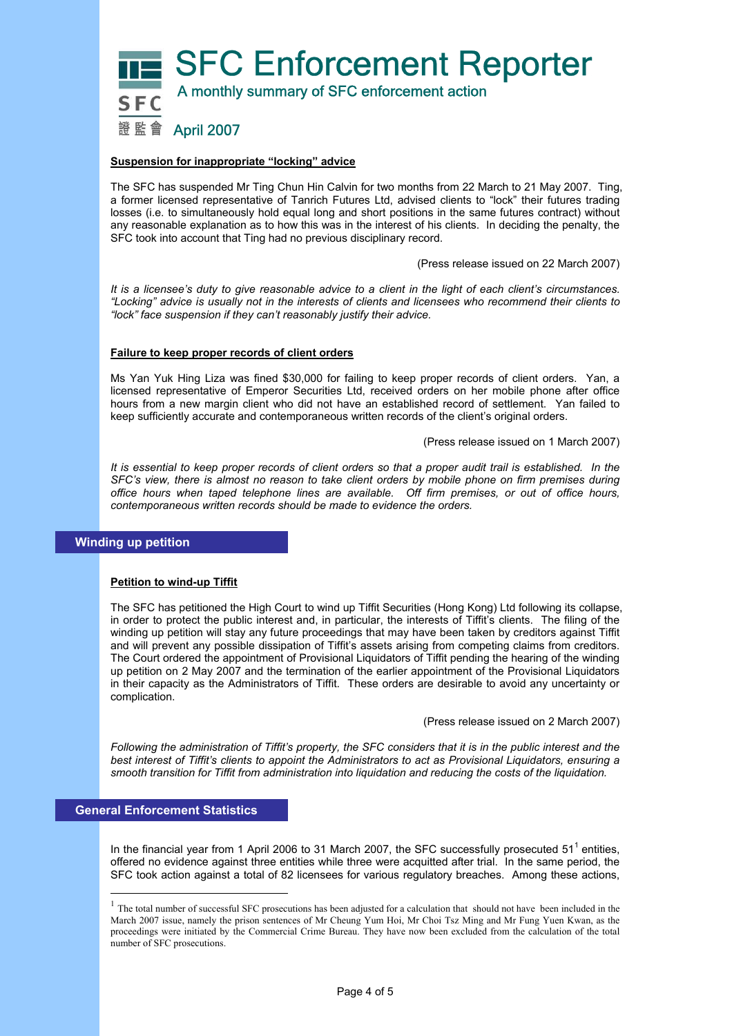# SFC Enforcement Reporter

A monthly summary of SFC enforcement action

April 2007

**Suspension for inappropriate "locking" advice**

The SFC has suspended Mr Ting Chun Hin Calvin for two months from 22 March to 21 May 2007. Ting, a former licensed representative of Tanrich Futures Ltd, advised clients to "lock" their futures trading losses (i.e. to simultaneously hold equal long and short positions in the same futures contract) without any reasonable explanation as to how this was in the interest of his clients. In deciding the penalty, the SFC took into account that Ting had no previous disciplinary record.

(Press release issued on 22 March 2007)

*It is a licensee's duty to give reasonable advice to a client in the light of each client's circumstances. "Locking" advice is usually not in the interests of clients and licensees who recommend their clients to "lock" face suspension if they can't reasonably justify their advice.*

**Failure to keep proper records of client orders**

Ms Yan Yuk Hing Liza was fined $30,000 for failing to keep proper records of client orders. Yan, a licensed representative of Emperor Securities Ltd, received orders on her mobile phone after office hours from a new margin client who did not have an established record of settlement. Yan failed to keep sufficiently accurate and contemporaneous written records of the client's original orders.

(Press release issued on 1 March 2007)

*It is essential to keep proper records of client orders so that a proper audit trail is established. In the SFC's view, there is almost no reason to take client orders by mobile phone on firm premises during office hours when taped telephone lines are available. Off firm premises, or out of office hours, contemporaneous written records should be made to evidence the orders.*

## Winding up petition

**Petition to wind-up Tiffit**

The SFC has petitioned the High Court to wind up Tiffit Securities (Hong Kong) Ltd following its collapse, in order to protect the public interest and, in particular, the interests of Tiffit's clients. The filing of the winding up petition will stay any future proceedings that may have been taken by creditors against Tiffit and will prevent any possible dissipation of Tiffit's assets arising from competing claims from creditors. The Court ordered the appointment of Provisional Liquidators of Tiffit pending the hearing of the winding up petition on 2 May 2007 and the termination of the earlier appointment of the Provisional Liquidators in their capacity as the Administrators of Tiffit. These orders are desirable to avoid any uncertainty or complication.

(Press release issued on 2 March 2007)

*Following the administration of Tiffit's property, the SFC considers that it is in the public interest and the best interest of Tiffit's clients to appoint the Administrators to act as Provisional Liquidators, ensuring a smooth transition for Tiffit from administration into liquidation and reducing the costs of the liquidation.*

## General Enforcement Statistics

In the financial year from 1 April 2006 to 31 March 2007, the SFC successfully prosecuted 51[1] entities, offered no evidence against three entities while three were acquitted after trial. In the same period, the SFC took action against a total of 82 licensees for various regulatory breaches. Among these actions,

[1] The total number of successful SFC prosecutions has been adjusted for a calculation that should not have been included in the March 2007 issue, namely the prison sentences of Mr Cheung Yum Hoi, Mr Choi Tsz Ming and Mr Fung Yuen Kwan, as the proceedings were initiated by the Commercial Crime Bureau. They have now been excluded from the calculation of the total number of SFC prosecutions.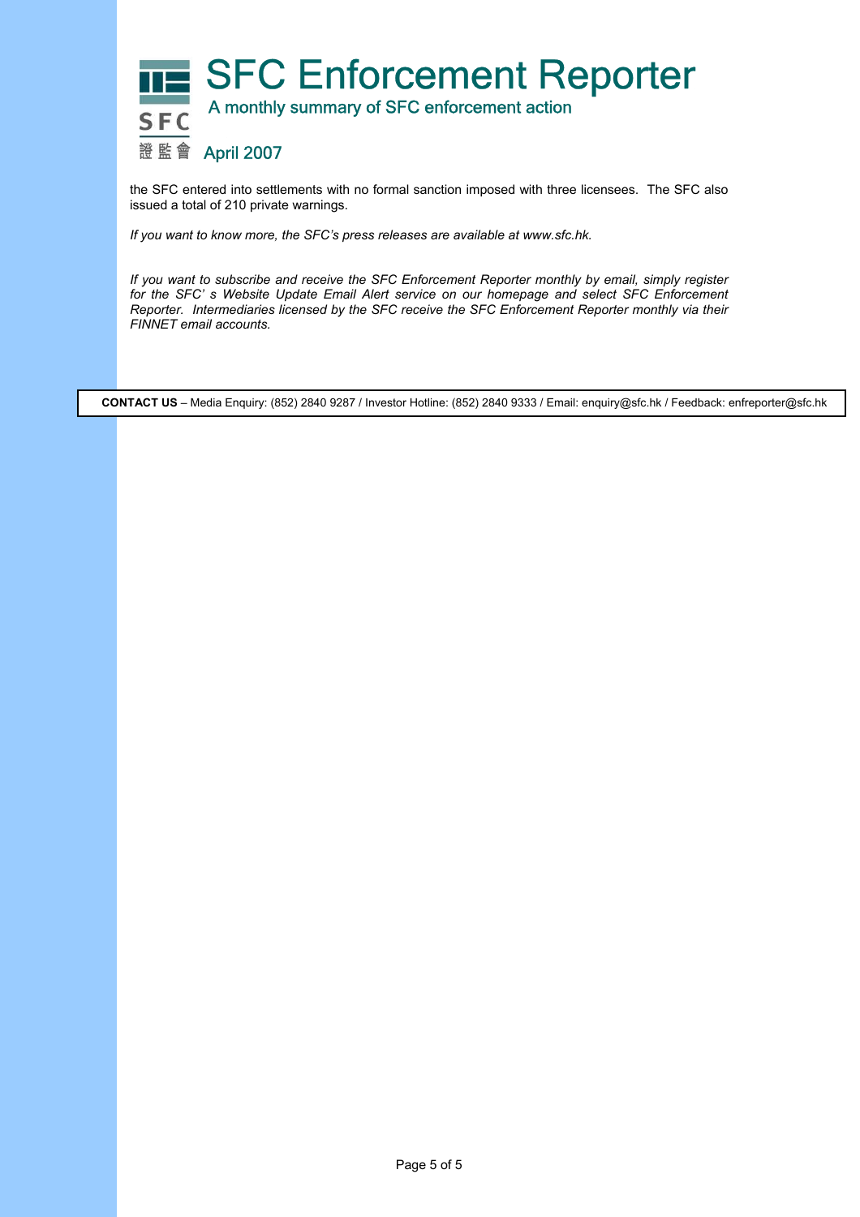the SFC entered into settlements with no formal sanction imposed with three licensees. The SFC also issued a total of 210 private warnings.

*If you want to know more, the SFC's press releases are available at www.sfc.hk.*

*If you want to subscribe and receive the SFC Enforcement Reporter monthly by email, simply register for the SFC' s Website Update Email Alert service on our homepage and select SFC Enforcement Reporter. Intermediaries licensed by the SFC receive the SFC Enforcement Reporter monthly via their FINNET email accounts.*

**CONTACT US** – Media Enquiry: (852) 2840 9287 / Investor Hotline: (852) 2840 9333 / Email: enquiry@sfc.hk / Feedback: enfreporter@sfc.hk